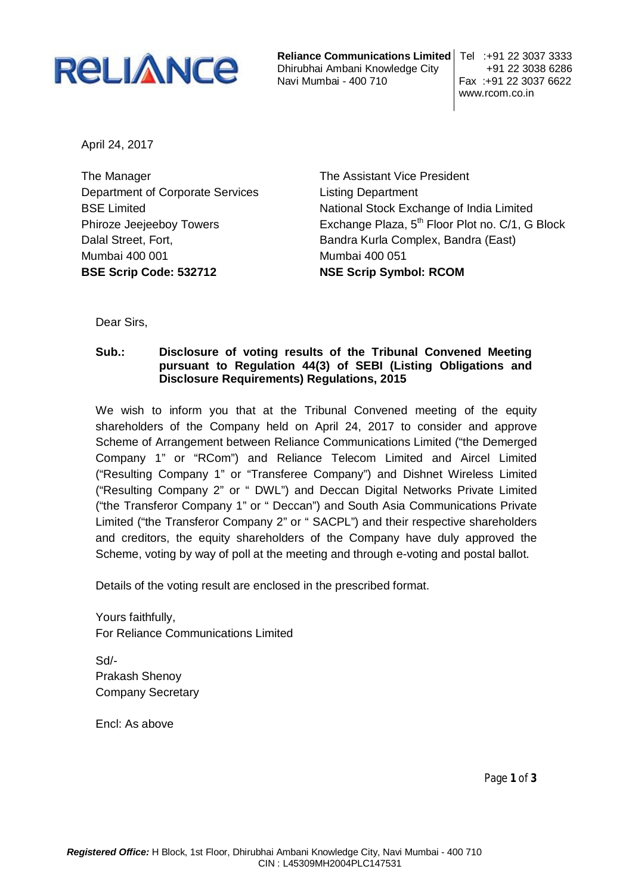**Reliance Communications Limited**
Dhirubhai Ambani Knowledge City
Navi Mumbai - 400 710

Tel :+91 22 3037 3333
+91 22 3038 6286
Fax :+91 22 3037 6622
www.rcom.co.in

April 24, 2017

The Manager
Department of Corporate Services
BSE Limited
Phiroze Jeejeeboy Towers
Dalal Street, Fort,
Mumbai 400 001
**BSE Scrip Code: 532712**

The Assistant Vice President
Listing Department
National Stock Exchange of India Limited
Exchange Plaza, 5th Floor Plot no. C/1, G Block
Bandra Kurla Complex, Bandra (East)
Mumbai 400 051
**NSE Scrip Symbol: RCOM**

Dear Sirs,

**Sub.: Disclosure of voting results of the Tribunal Convened Meeting pursuant to Regulation 44(3) of SEBI (Listing Obligations and Disclosure Requirements) Regulations, 2015**

We wish to inform you that at the Tribunal Convened meeting of the equity shareholders of the Company held on April 24, 2017 to consider and approve Scheme of Arrangement between Reliance Communications Limited ("the Demerged Company 1" or "RCom") and Reliance Telecom Limited and Aircel Limited ("Resulting Company 1" or "Transferee Company") and Dishnet Wireless Limited ("Resulting Company 2" or " DWL") and Deccan Digital Networks Private Limited ("the Transferor Company 1" or " Deccan") and South Asia Communications Private Limited ("the Transferor Company 2" or " SACPL") and their respective shareholders and creditors, the equity shareholders of the Company have duly approved the Scheme, voting by way of poll at the meeting and through e-voting and postal ballot.

Details of the voting result are enclosed in the prescribed format.

Yours faithfully,
For Reliance Communications Limited

Sd/-
Prakash Shenoy
Company Secretary

Encl: As above

***Registered Office:*** H Block, 1st Floor, Dhirubhai Ambani Knowledge City, Navi Mumbai - 400 710
CIN : L45309MH2004PLC147531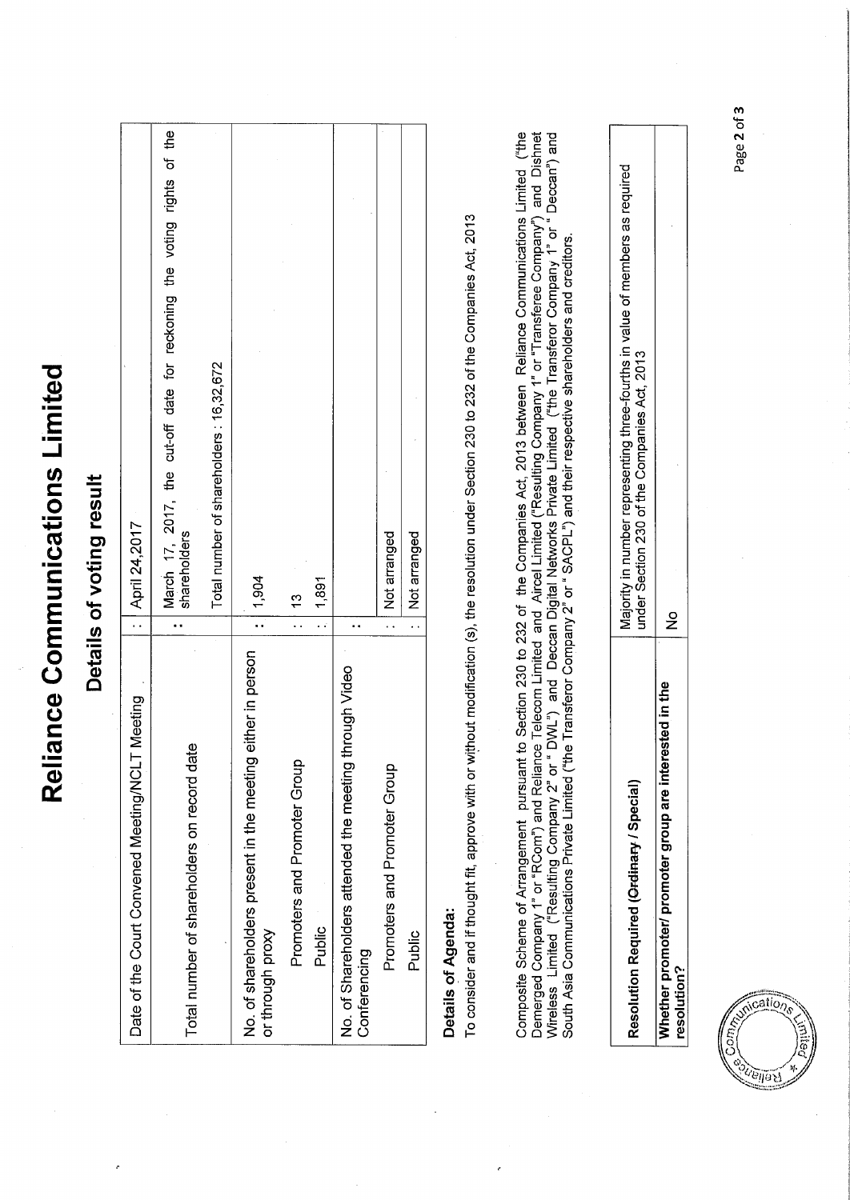# Reliance Communications Limited

## Details of voting result

| | | |
|---|---|---|
| Date of the Court Convened Meeting/NCLT Meeting | : | April 24,2017 |
| Total number of shareholders on record date | : | March 17, 2017, the cut-off date for reckoning the voting rights of the shareholders<br><br>Total number of shareholders : 16,32,672 |
| No. of shareholders present in the meeting either in person or through proxy | : | 1,904 |
| Promoters and Promoter Group | : | 13 |
| Public | : | 1,891 |
| No. of Shareholders attended the meeting through Video Conferencing | : | |
| Promoters and Promoter Group | : | Not arranged |
| Public | : | Not arranged |

**Details of Agenda:**

To consider and if thought fit, approve with or without modification (s), the resolution under Section 230 to 232 of the Companies Act, 2013

Composite Scheme of Arrangement pursuant to Section 230 to 232 of the Companies Act, 2013 between Reliance Communications Limited ("the Demerged Company 1" or "RCom") and Reliance Telecom Limited and Aircel Limited ("Resulting Company 1" or "Transferee Company") and Dishnet Wireless Limited ("Resulting Company 2" or " DWL") and Deccan Digital Networks Private Limited ("the Transferor Company 1" or " Deccan") and South Asia Communications Private Limited ("the Transferor Company 2" or " SACPL") and their respective shareholders and creditors.

| | |
|---|---|
| **Resolution Required (~~Ordinary~~ / Special)** | Majority in number representing three-fourths in value of members as required under Section 230 of the Companies Act, 2013 |
| **Whether promoter/ promoter group are interested in the resolution?** | No |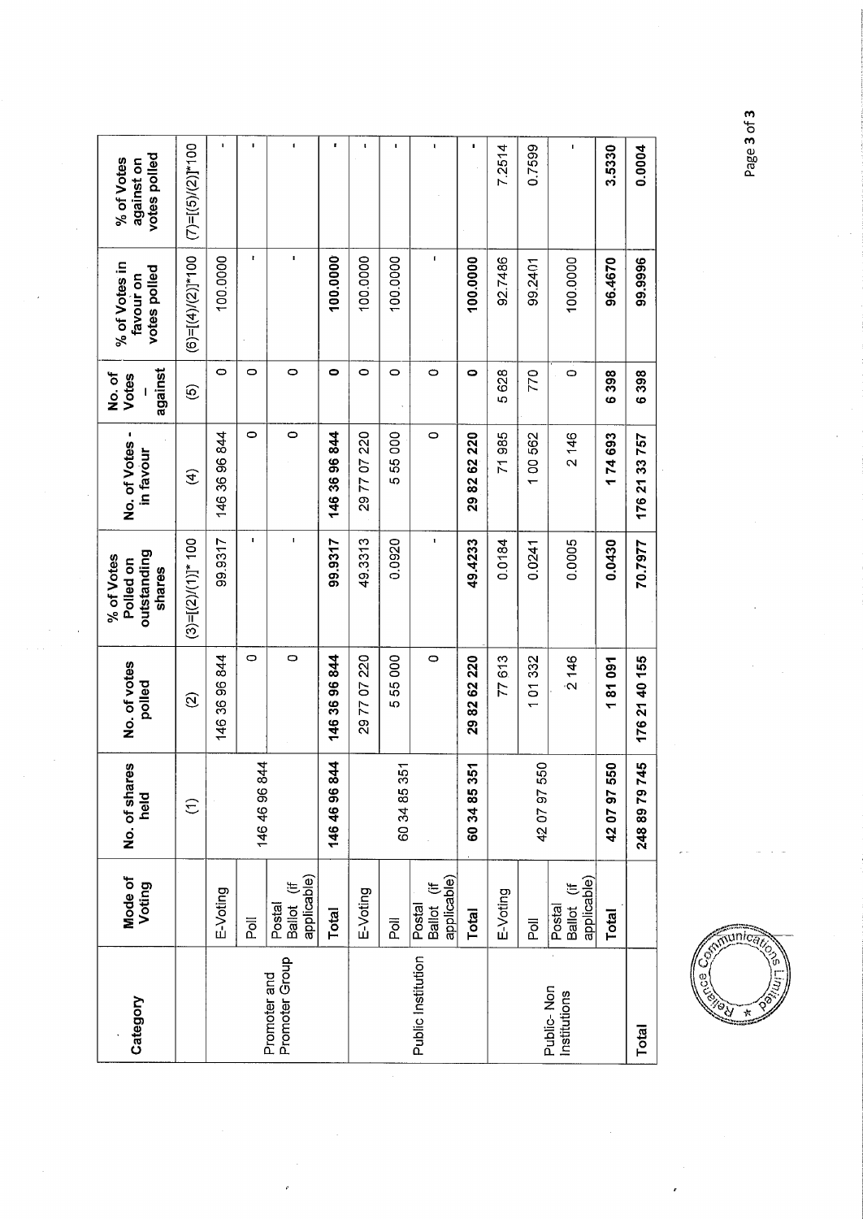| Category | Mode of Voting | No. of shares held | No. of votes polled | % of Votes Polled on outstanding shares | No. of Votes - in favour | No. of Votes – against | % of Votes in favour on votes polled | % of Votes against on votes polled |
|---|---|---|---|---|---|---|---|---|
| | | (1) | (2) | (3)=[(2)/(1)]* 100 | (4) | (5) | (6)=[(4)/(2)]*100 | (7)=[(5)/(2)]*100 |
| Promoter and Promoter Group | E-Voting | 146 46 96 844 | 146 36 96 844 | 99.9317 | 146 36 96 844 | 0 | 100.0000 | - |
| | Poll | | 0 | - | 0 | 0 | - | - |
| | Postal Ballot (if applicable) | | 0 | - | 0 | 0 | - | - |
| | **Total** | **146 46 96 844** | **146 36 96 844** | **99.9317** | **146 36 96 844** | **0** | **100.0000** | **-** |
| Public Institution | E-Voting | 60 34 85 351 | 29 77 07 220 | 49.3313 | 29 77 07 220 | 0 | 100.0000 | - |
| | Poll | | 5 55 000 | 0.0920 | 5 55 000 | 0 | 100.0000 | - |
| | Postal Ballot (if applicable) | | 0 | - | 0 | 0 | - | - |
| | **Total** | **60 34 85 351** | **29 82 62 220** | **49.4233** | **29 82 62 220** | **0** | **100.0000** | **-** |
| Public- Non Institutions | E-Voting | 42 07 97 550 | 77 613 | 0.0184 | 71 985 | 5 628 | 92.7486 | 7.2514 |
| | Poll | | 1 01 332 | 0.0241 | 1 00 562 | 770 | 99.2401 | 0.7599 |
| | Postal Ballot (if applicable) | | 2 146 | 0.0005 | 2 146 | 0 | 100.0000 | - |
| | **Total** | **42 07 97 550** | **1 81 091** | **0.0430** | **1 74 693** | **6 398** | **96.4670** | **3.5330** |
| **Total** | | **248 89 79 745** | **176 21 40 155** | **70.7977** | **176 21 33 757** | **6 398** | **99.9996** | **0.0004** |